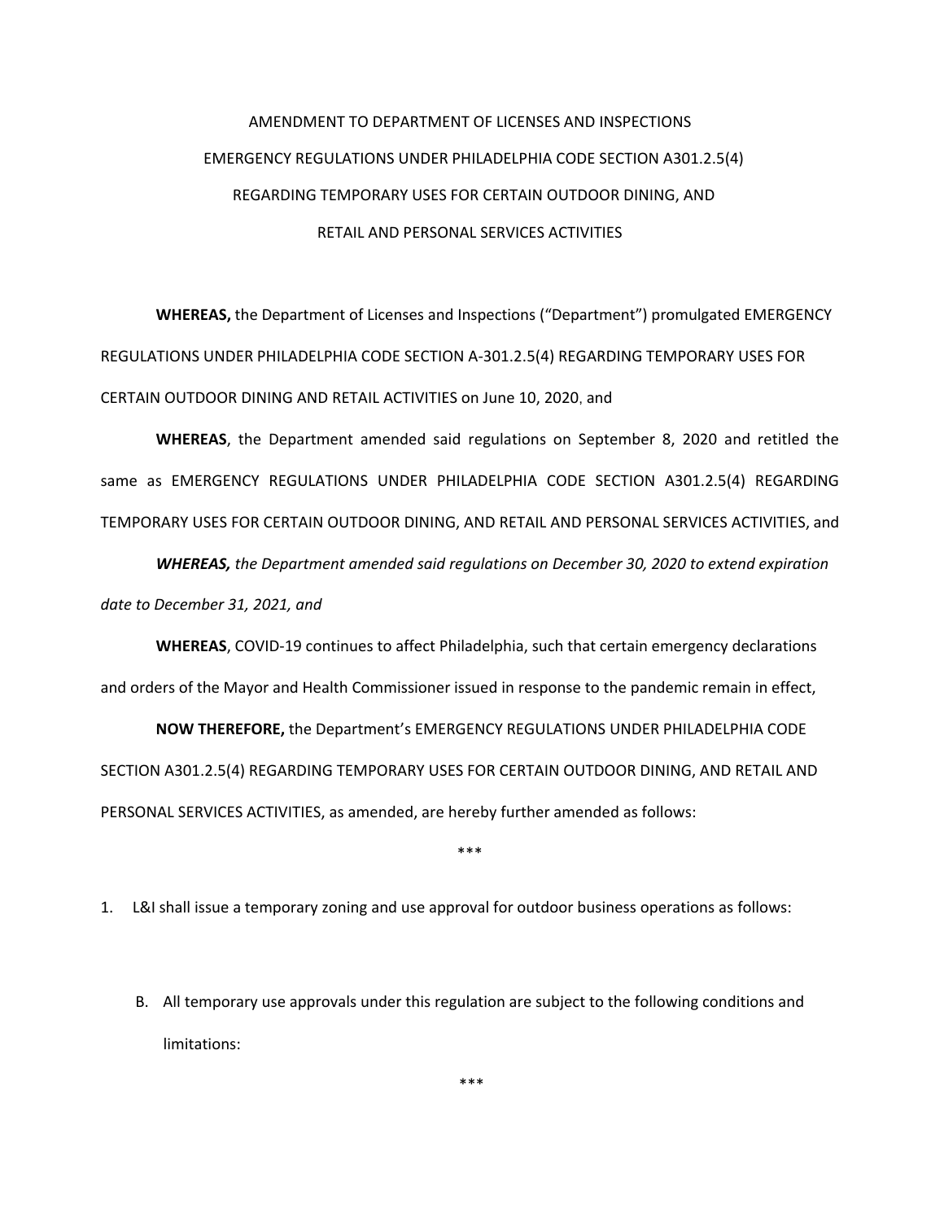# AMENDMENT TO DEPARTMENT OF LICENSES AND INSPECTIONS EMERGENCY REGULATIONS UNDER PHILADELPHIA CODE SECTION A301.2.5(4) REGARDING TEMPORARY USES FOR CERTAIN OUTDOOR DINING, AND RETAIL AND PERSONAL SERVICES ACTIVITIES

**WHEREAS,** the Department of Licenses and Inspections ("Department") promulgated EMERGENCY REGULATIONS UNDER PHILADELPHIA CODE SECTION A-301.2.5(4) REGARDING TEMPORARY USES FOR CERTAIN OUTDOOR DINING AND RETAIL ACTIVITIES on June 10, 2020, and

**WHEREAS**, the Department amended said regulations on September 8, 2020 and retitled the same as EMERGENCY REGULATIONS UNDER PHILADELPHIA CODE SECTION A301.2.5(4) REGARDING TEMPORARY USES FOR CERTAIN OUTDOOR DINING, AND RETAIL AND PERSONAL SERVICES ACTIVITIES, and

***WHEREAS,*** *the Department amended said regulations on December 30, 2020 to extend expiration date to December 31, 2021, and*

**WHEREAS**, COVID-19 continues to affect Philadelphia, such that certain emergency declarations and orders of the Mayor and Health Commissioner issued in response to the pandemic remain in effect,

**NOW THEREFORE,** the Department's EMERGENCY REGULATIONS UNDER PHILADELPHIA CODE SECTION A301.2.5(4) REGARDING TEMPORARY USES FOR CERTAIN OUTDOOR DINING, AND RETAIL AND PERSONAL SERVICES ACTIVITIES, as amended, are hereby further amended as follows:

\*\*\*

1. L&I shall issue a temporary zoning and use approval for outdoor business operations as follows:

   B. All temporary use approvals under this regulation are subject to the following conditions and limitations:

\*\*\*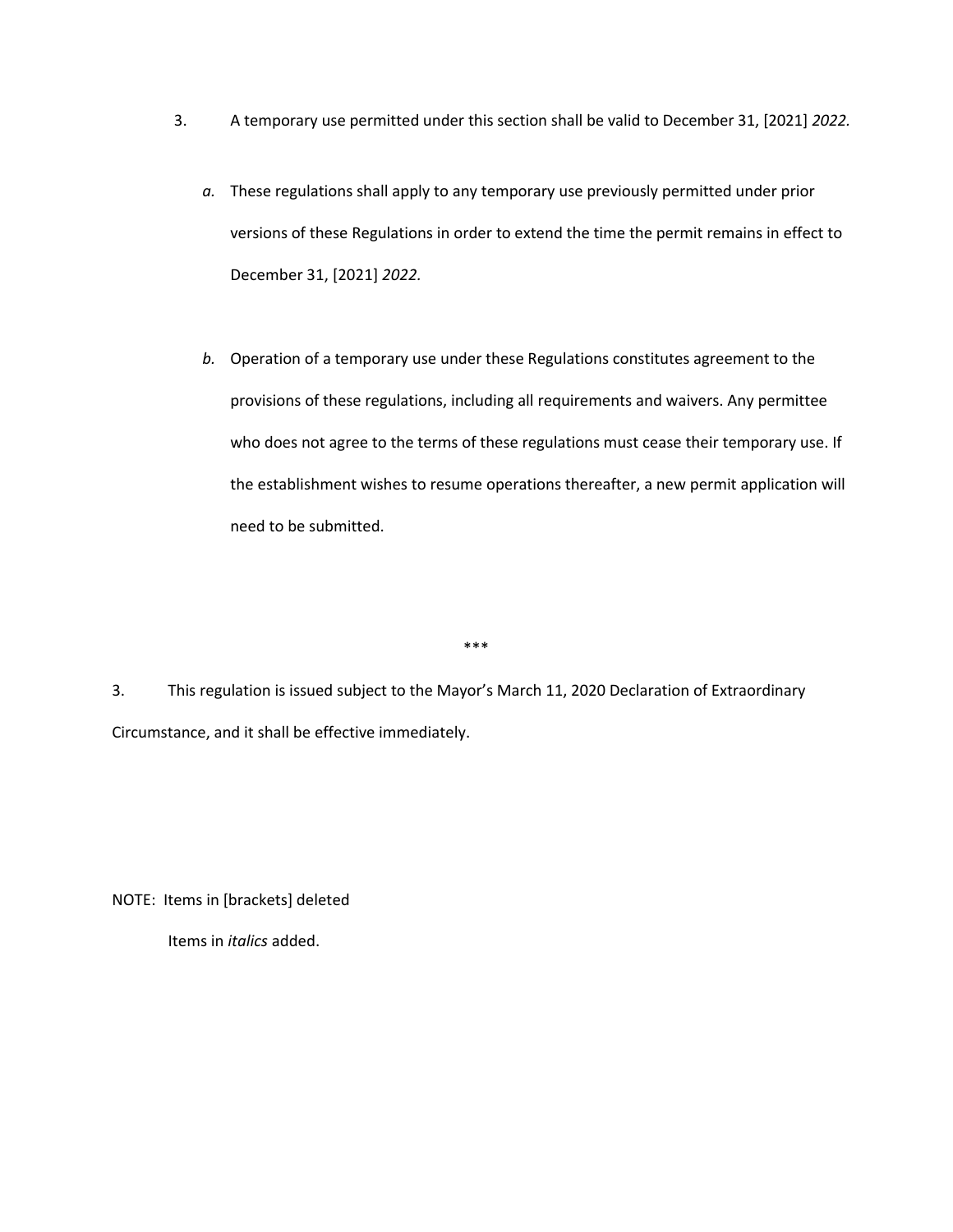3. A temporary use permitted under this section shall be valid to December 31, [2021] *2022.*

   *a.* These regulations shall apply to any temporary use previously permitted under prior versions of these Regulations in order to extend the time the permit remains in effect to December 31, [2021] *2022.*

   *b.* Operation of a temporary use under these Regulations constitutes agreement to the provisions of these regulations, including all requirements and waivers. Any permittee who does not agree to the terms of these regulations must cease their temporary use. If the establishment wishes to resume operations thereafter, a new permit application will need to be submitted.

***

3. This regulation is issued subject to the Mayor's March 11, 2020 Declaration of Extraordinary Circumstance, and it shall be effective immediately.

NOTE: Items in [brackets] deleted

Items in *italics* added.